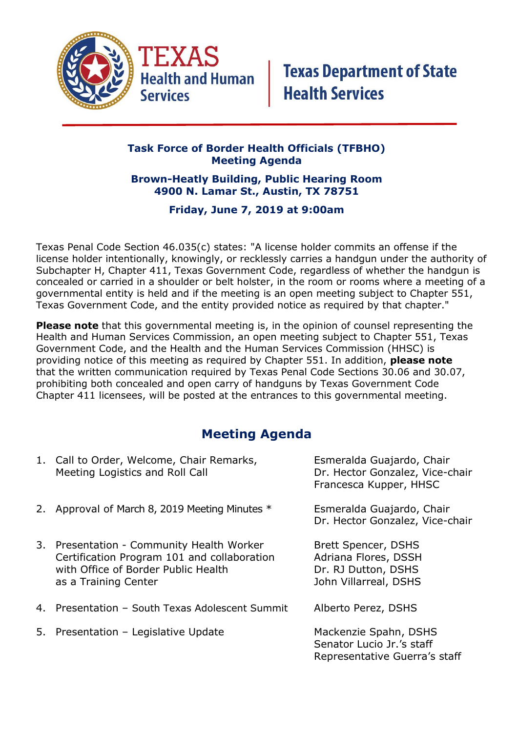**TEXAS Health and Human Services** | **Texas Department of State Health Services**

## Task Force of Border Health Officials (TFBHO) Meeting Agenda

**Brown-Heatly Building, Public Hearing Room**
**4900 N. Lamar St., Austin, TX 78751**

**Friday, June 7, 2019 at 9:00am**

Texas Penal Code Section 46.035(c) states: "A license holder commits an offense if the license holder intentionally, knowingly, or recklessly carries a handgun under the authority of Subchapter H, Chapter 411, Texas Government Code, regardless of whether the handgun is concealed or carried in a shoulder or belt holster, in the room or rooms where a meeting of a governmental entity is held and if the meeting is an open meeting subject to Chapter 551, Texas Government Code, and the entity provided notice as required by that chapter."

**Please note** that this governmental meeting is, in the opinion of counsel representing the Health and Human Services Commission, an open meeting subject to Chapter 551, Texas Government Code, and the Health and the Human Services Commission (HHSC) is providing notice of this meeting as required by Chapter 551. In addition, **please note** that the written communication required by Texas Penal Code Sections 30.06 and 30.07, prohibiting both concealed and open carry of handguns by Texas Government Code Chapter 411 licensees, will be posted at the entrances to this governmental meeting.

## Meeting Agenda

| Item | Presenter(s) |
|---|---|
| 1. Call to Order, Welcome, Chair Remarks, Meeting Logistics and Roll Call | Esmeralda Guajardo, Chair<br>Dr. Hector Gonzalez, Vice-chair<br>Francesca Kupper, HHSC |
| 2. Approval of March 8, 2019 Meeting Minutes * | Esmeralda Guajardo, Chair<br>Dr. Hector Gonzalez, Vice-chair |
| 3. Presentation - Community Health Worker Certification Program 101 and collaboration with Office of Border Public Health as a Training Center | Brett Spencer, DSHS<br>Adriana Flores, DSSH<br>Dr. RJ Dutton, DSHS<br>John Villarreal, DSHS |
| 4. Presentation – South Texas Adolescent Summit | Alberto Perez, DSHS |
| 5. Presentation – Legislative Update | Mackenzie Spahn, DSHS<br>Senator Lucio Jr.'s staff<br>Representative Guerra's staff |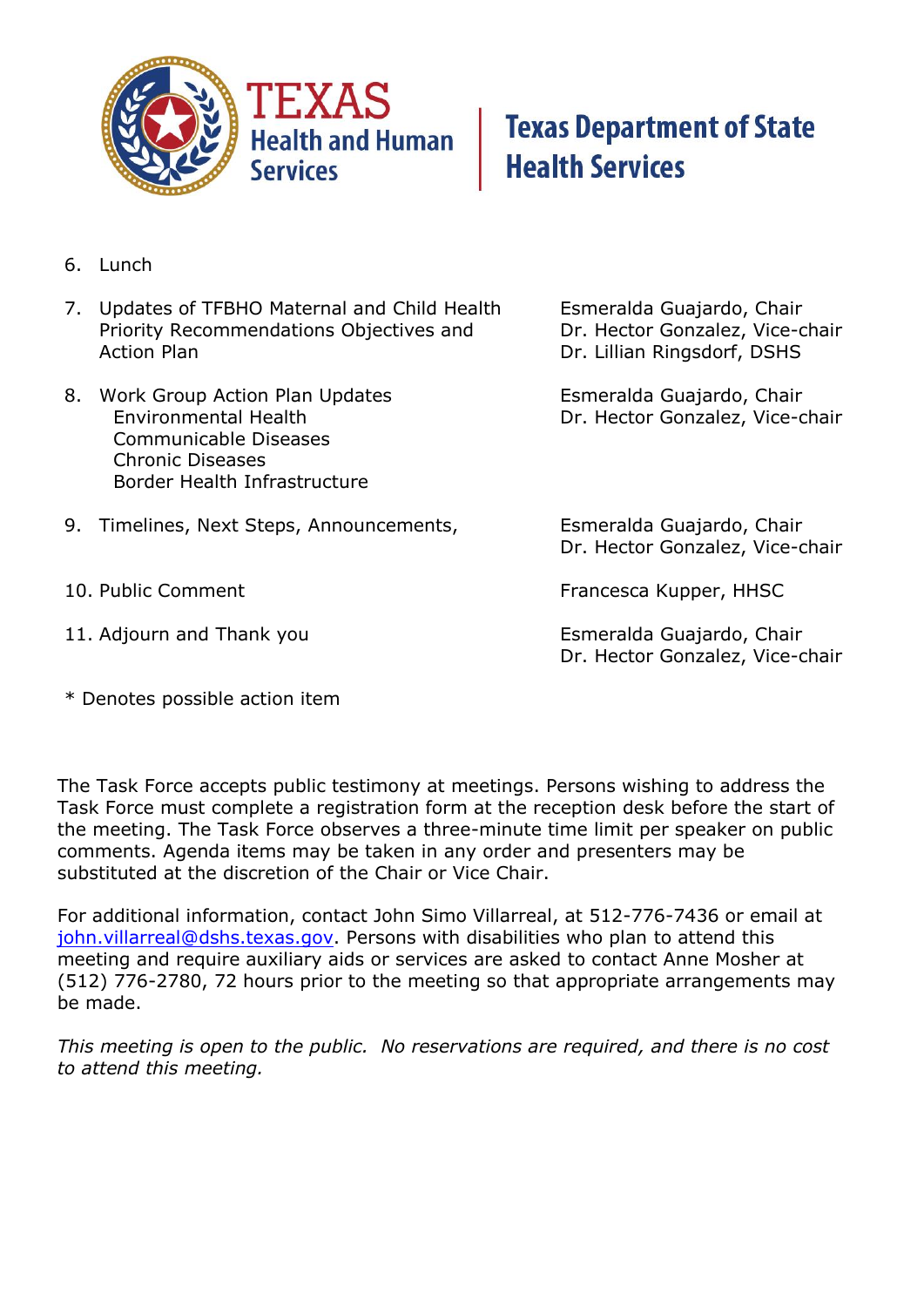Texas Health and Human Services | Texas Department of State Health Services

6. Lunch

7. Updates of TFBHO Maternal and Child Health Priority Recommendations Objectives and Action Plan — Esmeralda Guajardo, Chair; Dr. Hector Gonzalez, Vice-chair; Dr. Lillian Ringsdorf, DSHS

8. Work Group Action Plan Updates — Esmeralda Guajardo, Chair; Dr. Hector Gonzalez, Vice-chair
   - Environmental Health
   - Communicable Diseases
   - Chronic Diseases
   - Border Health Infrastructure

9. Timelines, Next Steps, Announcements, — Esmeralda Guajardo, Chair; Dr. Hector Gonzalez, Vice-chair

10. Public Comment — Francesca Kupper, HHSC

11. Adjourn and Thank you — Esmeralda Guajardo, Chair; Dr. Hector Gonzalez, Vice-chair

* Denotes possible action item

The Task Force accepts public testimony at meetings. Persons wishing to address the Task Force must complete a registration form at the reception desk before the start of the meeting. The Task Force observes a three-minute time limit per speaker on public comments. Agenda items may be taken in any order and presenters may be substituted at the discretion of the Chair or Vice Chair.

For additional information, contact John Simo Villarreal, at 512-776-7436 or email at john.villarreal@dshs.texas.gov. Persons with disabilities who plan to attend this meeting and require auxiliary aids or services are asked to contact Anne Mosher at (512) 776-2780, 72 hours prior to the meeting so that appropriate arrangements may be made.

*This meeting is open to the public. No reservations are required, and there is no cost to attend this meeting.*